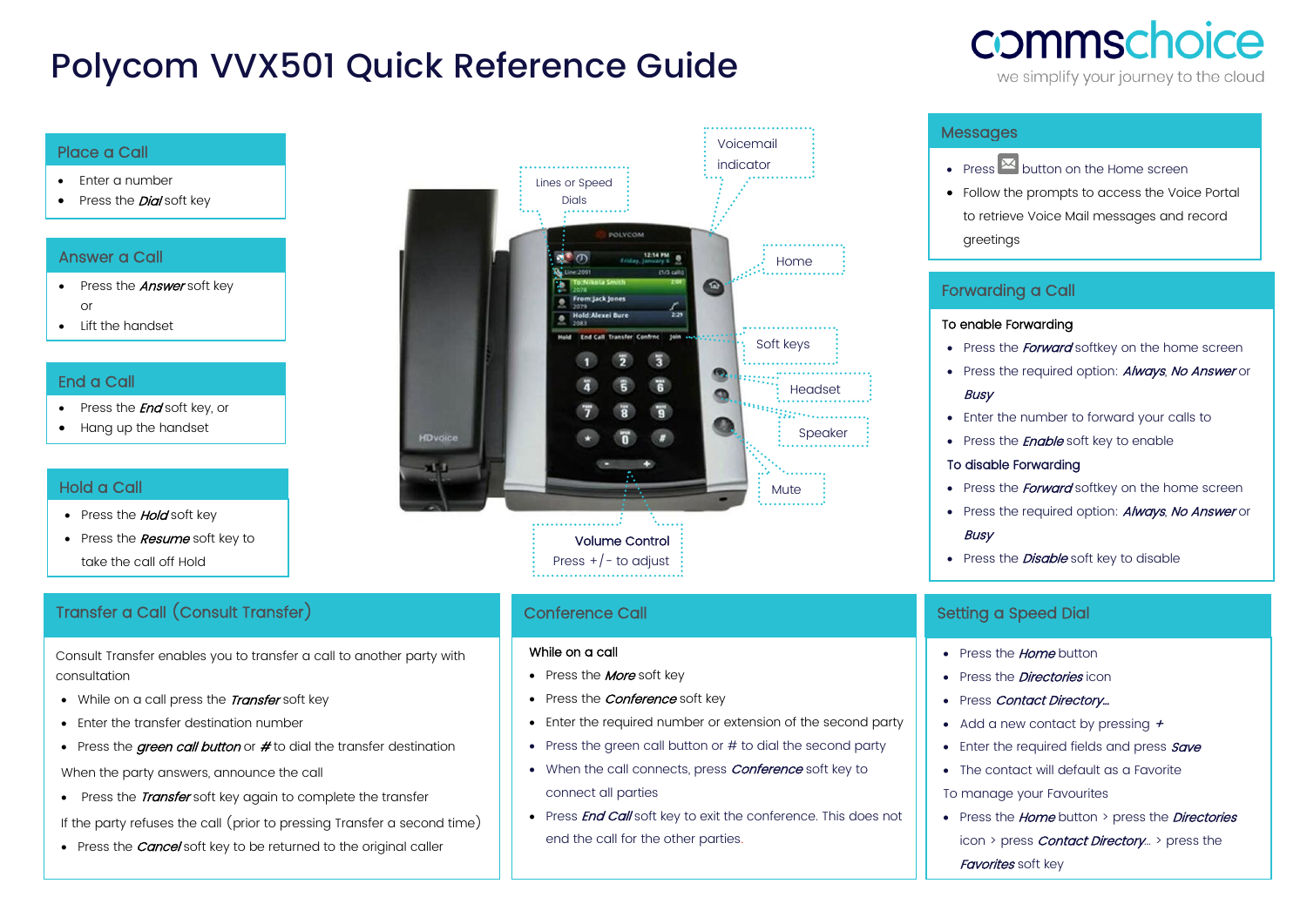# Polycom VVX501 Quick Reference Guide

commschoice
we simplify your journey to the cloud

## Place a Call

- Enter a number
- Press the ***Dial*** soft key

## Answer a Call

- Press the ***Answer*** soft key

or

- Lift the handset

## End a Call

- Press the ***End*** soft key, or
- Hang up the handset

## Hold a Call

- Press the ***Hold*** soft key
- Press the ***Resume*** soft key to take the call off Hold

Voicemail indicator

Lines or Speed Dials

Home

Soft keys

Headset

Speaker

Mute

Volume Control
Press +/- to adjust

## Messages

- Press ✉ button on the Home screen
- Follow the prompts to access the Voice Portal to retrieve Voice Mail messages and record greetings

## Forwarding a Call

To enable Forwarding

- Press the ***Forward*** softkey on the home screen
- Press the required option: ***Always***, ***No Answer*** or ***Busy***
- Enter the number to forward your calls to
- Press the ***Enable*** soft key to enable

To disable Forwarding

- Press the ***Forward*** softkey on the home screen
- Press the required option: ***Always***, ***No Answer*** or ***Busy***
- Press the ***Disable*** soft key to disable

## Transfer a Call (Consult Transfer)

Consult Transfer enables you to transfer a call to another party with consultation

- While on a call press the ***Transfer*** soft key
- Enter the transfer destination number
- Press the ***green call button*** or ***#*** to dial the transfer destination

When the party answers, announce the call

- Press the ***Transfer*** soft key again to complete the transfer

If the party refuses the call (prior to pressing Transfer a second time)

- Press the ***Cancel*** soft key to be returned to the original caller

## Conference Call

While on a call

- Press the ***More*** soft key
- Press the ***Conference*** soft key
- Enter the required number or extension of the second party
- Press the green call button or # to dial the second party
- When the call connects, press ***Conference*** soft key to connect all parties
- Press ***End Call*** soft key to exit the conference. This does not end the call for the other parties.

## Setting a Speed Dial

- Press the ***Home*** button
- Press the ***Directories*** icon
- Press ***Contact Directory…***
- Add a new contact by pressing ***+***
- Enter the required fields and press ***Save***
- The contact will default as a Favorite

To manage your Favourites

- Press the ***Home*** button > press the ***Directories*** icon > press ***Contact Directory…*** > press the ***Favorites*** soft key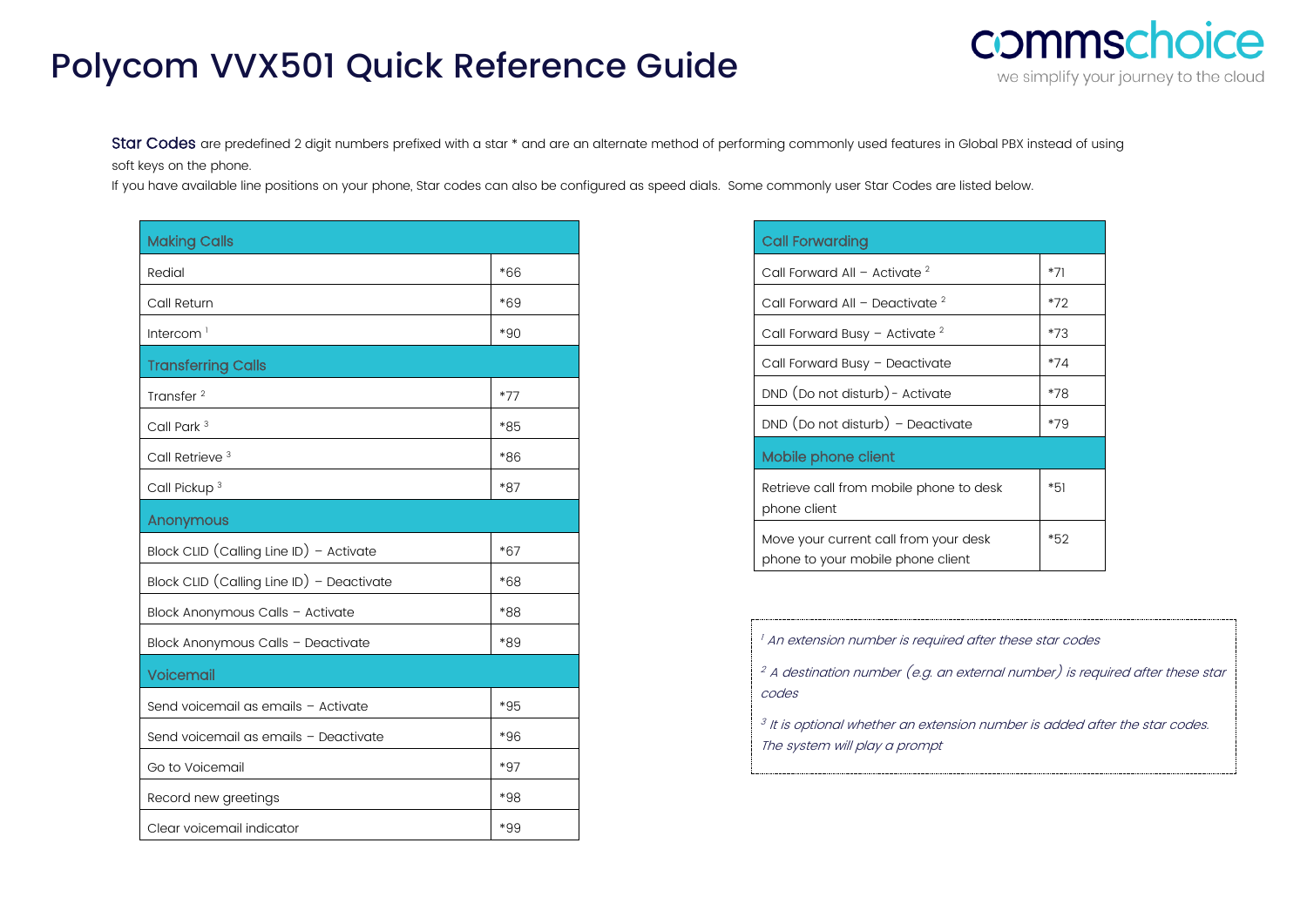# Polycom VVX501 Quick Reference Guide

**Star Codes** are predefined 2 digit numbers prefixed with a star * and are an alternate method of performing commonly used features in Global PBX instead of using soft keys on the phone.

If you have available line positions on your phone, Star codes can also be configured as speed dials. Some commonly user Star Codes are listed below.

| Making Calls | |
|---|---|
| Redial | *66 |
| Call Return | *69 |
| Intercom [1] | *90 |
| **Transferring Calls** | |
| Transfer [2] | *77 |
| Call Park [3] | *85 |
| Call Retrieve [3] | *86 |
| Call Pickup [3] | *87 |
| **Anonymous** | |
| Block CLID (Calling Line ID) – Activate | *67 |
| Block CLID (Calling Line ID) – Deactivate | *68 |
| Block Anonymous Calls – Activate | *88 |
| Block Anonymous Calls – Deactivate | *89 |
| **Voicemail** | |
| Send voicemail as emails – Activate | *95 |
| Send voicemail as emails – Deactivate | *96 |
| Go to Voicemail | *97 |
| Record new greetings | *98 |
| Clear voicemail indicator | *99 |

| Call Forwarding | |
|---|---|
| Call Forward All – Activate [2] | *71 |
| Call Forward All – Deactivate [2] | *72 |
| Call Forward Busy – Activate [2] | *73 |
| Call Forward Busy – Deactivate | *74 |
| DND (Do not disturb)- Activate | *78 |
| DND (Do not disturb) – Deactivate | *79 |
| **Mobile phone client** | |
| Retrieve call from mobile phone to desk phone client | *51 |
| Move your current call from your desk phone to your mobile phone client | *52 |

*[1] An extension number is required after these star codes*

*[2] A destination number (e.g. an external number) is required after these star codes*

*[3] It is optional whether an extension number is added after the star codes. The system will play a prompt*